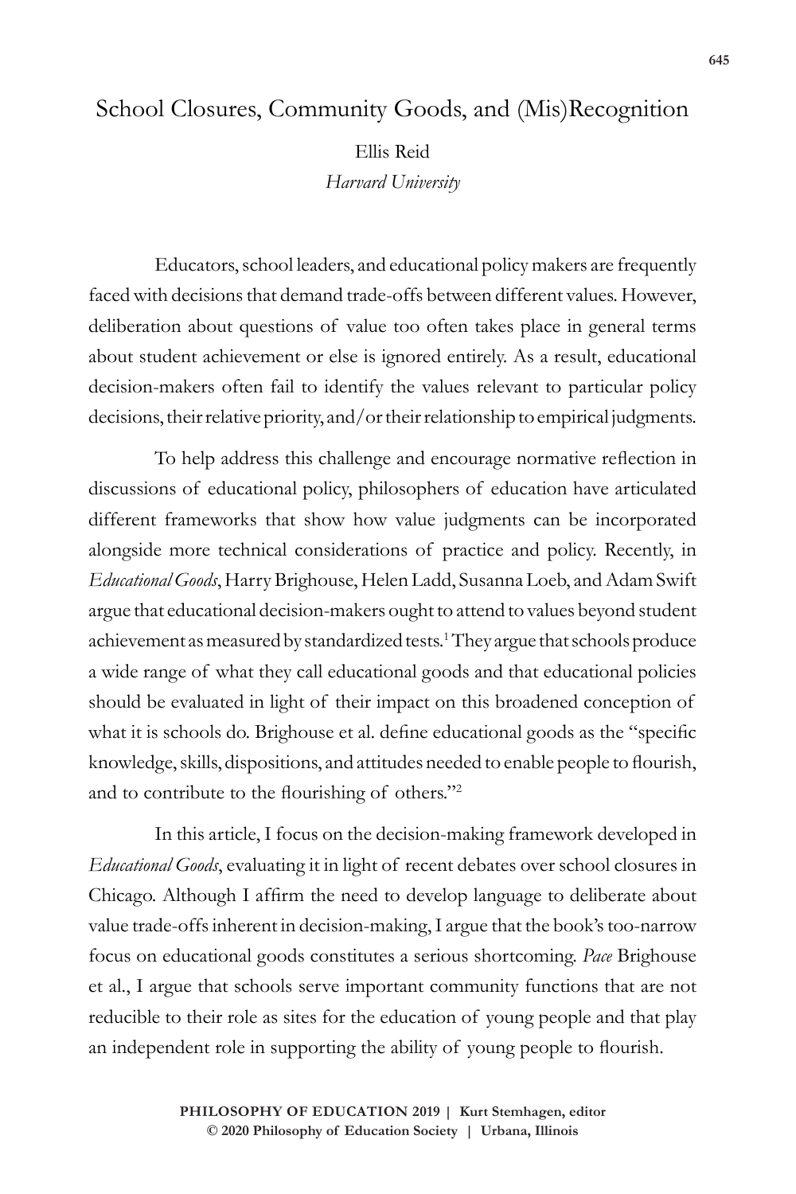# School Closures, Community Goods, and (Mis)Recognition

Ellis Reid
*Harvard University*

Educators, school leaders, and educational policy makers are frequently faced with decisions that demand trade-offs between different values. However, deliberation about questions of value too often takes place in general terms about student achievement or else is ignored entirely. As a result, educational decision-makers often fail to identify the values relevant to particular policy decisions, their relative priority, and/or their relationship to empirical judgments.

To help address this challenge and encourage normative reflection in discussions of educational policy, philosophers of education have articulated different frameworks that show how value judgments can be incorporated alongside more technical considerations of practice and policy. Recently, in *Educational Goods*, Harry Brighouse, Helen Ladd, Susanna Loeb, and Adam Swift argue that educational decision-makers ought to attend to values beyond student achievement as measured by standardized tests.[1] They argue that schools produce a wide range of what they call educational goods and that educational policies should be evaluated in light of their impact on this broadened conception of what it is schools do. Brighouse et al. define educational goods as the "specific knowledge, skills, dispositions, and attitudes needed to enable people to flourish, and to contribute to the flourishing of others."[2]

In this article, I focus on the decision-making framework developed in *Educational Goods*, evaluating it in light of recent debates over school closures in Chicago. Although I affirm the need to develop language to deliberate about value trade-offs inherent in decision-making, I argue that the book's too-narrow focus on educational goods constitutes a serious shortcoming. *Pace* Brighouse et al., I argue that schools serve important community functions that are not reducible to their role as sites for the education of young people and that play an independent role in supporting the ability of young people to flourish.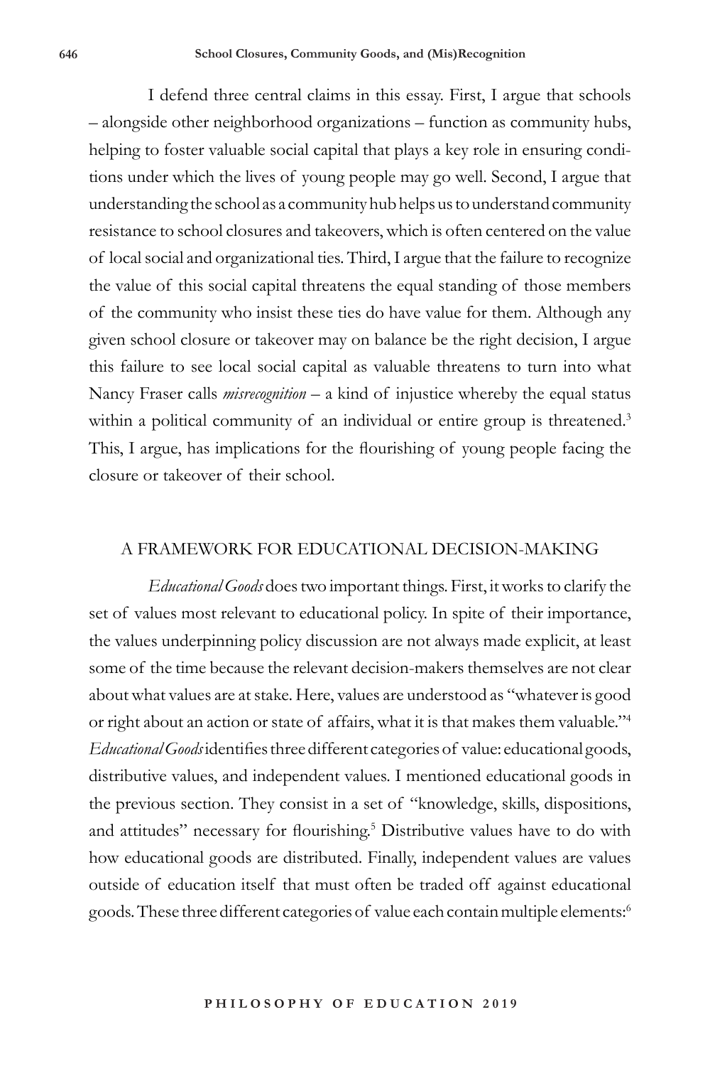I defend three central claims in this essay. First, I argue that schools – alongside other neighborhood organizations – function as community hubs, helping to foster valuable social capital that plays a key role in ensuring conditions under which the lives of young people may go well. Second, I argue that understanding the school as a community hub helps us to understand community resistance to school closures and takeovers, which is often centered on the value of local social and organizational ties. Third, I argue that the failure to recognize the value of this social capital threatens the equal standing of those members of the community who insist these ties do have value for them. Although any given school closure or takeover may on balance be the right decision, I argue this failure to see local social capital as valuable threatens to turn into what Nancy Fraser calls *misrecognition* – a kind of injustice whereby the equal status within a political community of an individual or entire group is threatened.[3] This, I argue, has implications for the flourishing of young people facing the closure or takeover of their school.

## A FRAMEWORK FOR EDUCATIONAL DECISION-MAKING

*Educational Goods* does two important things. First, it works to clarify the set of values most relevant to educational policy. In spite of their importance, the values underpinning policy discussion are not always made explicit, at least some of the time because the relevant decision-makers themselves are not clear about what values are at stake. Here, values are understood as "whatever is good or right about an action or state of affairs, what it is that makes them valuable."[4] *Educational Goods* identifies three different categories of value: educational goods, distributive values, and independent values. I mentioned educational goods in the previous section. They consist in a set of "knowledge, skills, dispositions, and attitudes" necessary for flourishing.[5] Distributive values have to do with how educational goods are distributed. Finally, independent values are values outside of education itself that must often be traded off against educational goods. These three different categories of value each contain multiple elements:[6]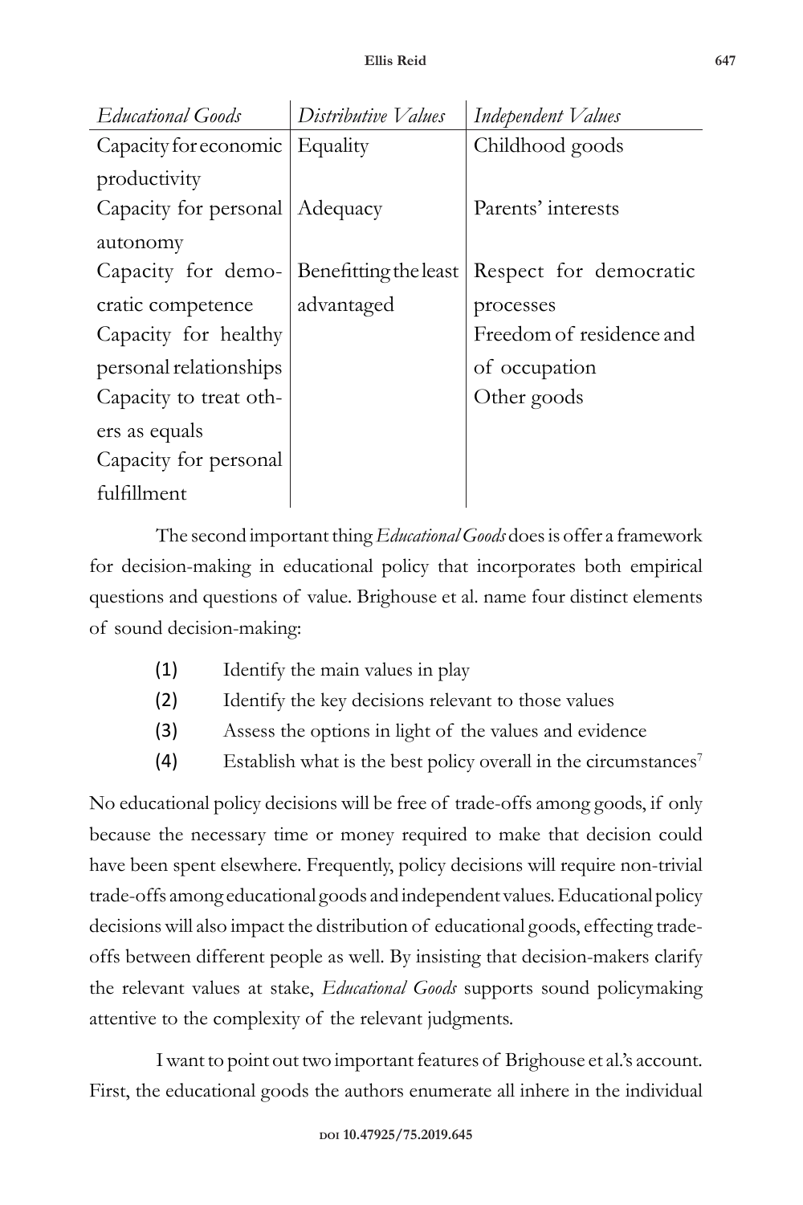| *Educational Goods* | *Distributive Values* | *Independent Values* |
|---|---|---|
| Capacity for economic productivity | Equality | Childhood goods |
| Capacity for personal autonomy | Adequacy | Parents' interests |
| Capacity for democratic competence | Benefitting the least advantaged | Respect for democratic processes |
| Capacity for healthy personal relationships | | Freedom of residence and of occupation |
| Capacity to treat others as equals | | Other goods |
| Capacity for personal fulfillment | | |

The second important thing *Educational Goods* does is offer a framework for decision-making in educational policy that incorporates both empirical questions and questions of value. Brighouse et al. name four distinct elements of sound decision-making:

(1) Identify the main values in play

(2) Identify the key decisions relevant to those values

(3) Assess the options in light of the values and evidence

(4) Establish what is the best policy overall in the circumstances[7]

No educational policy decisions will be free of trade-offs among goods, if only because the necessary time or money required to make that decision could have been spent elsewhere. Frequently, policy decisions will require non-trivial trade-offs among educational goods and independent values. Educational policy decisions will also impact the distribution of educational goods, effecting trade-offs between different people as well. By insisting that decision-makers clarify the relevant values at stake, *Educational Goods* supports sound policymaking attentive to the complexity of the relevant judgments.

I want to point out two important features of Brighouse et al.'s account. First, the educational goods the authors enumerate all inhere in the individual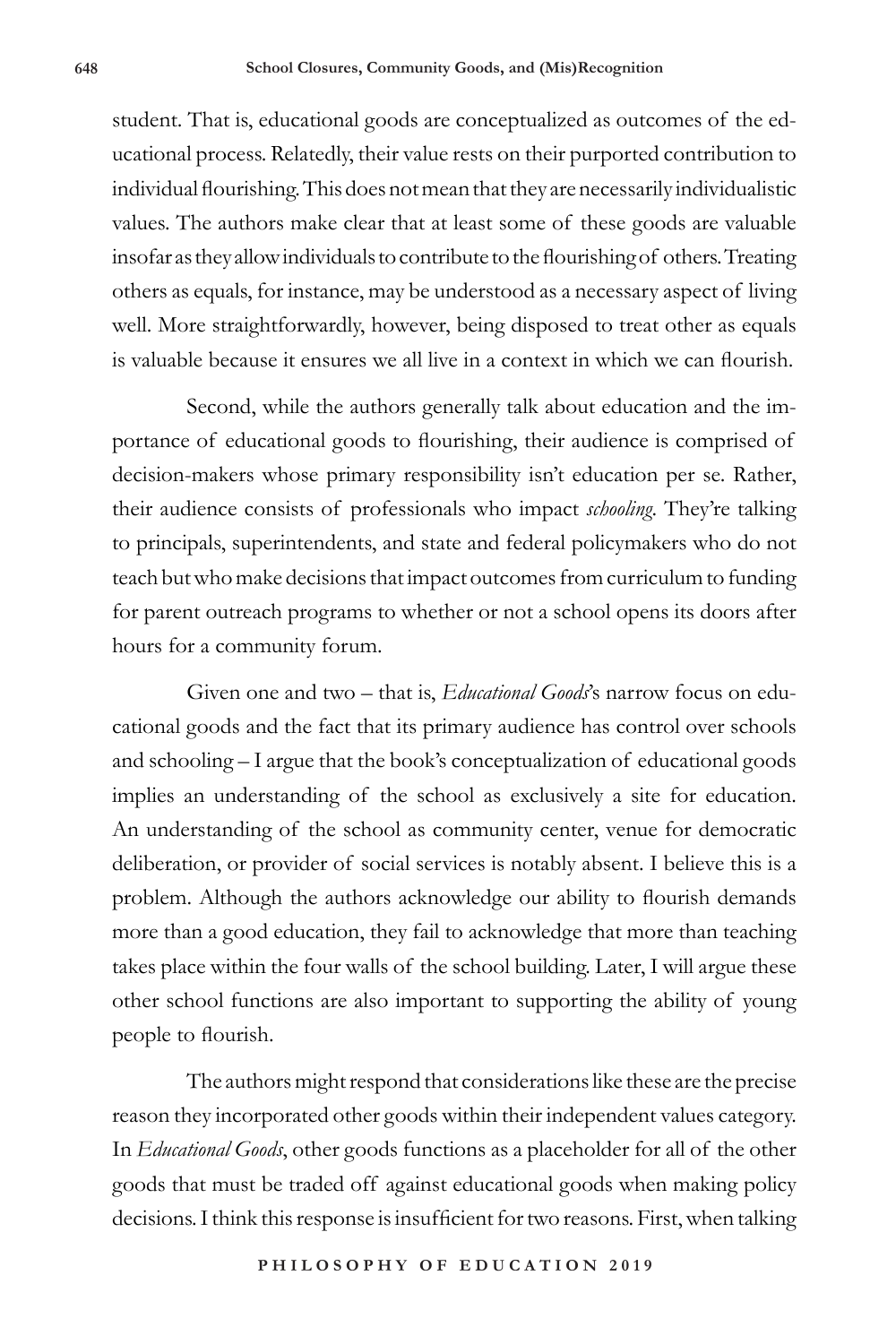student. That is, educational goods are conceptualized as outcomes of the educational process. Relatedly, their value rests on their purported contribution to individual flourishing. This does not mean that they are necessarily individualistic values. The authors make clear that at least some of these goods are valuable insofar as they allow individuals to contribute to the flourishing of others. Treating others as equals, for instance, may be understood as a necessary aspect of living well. More straightforwardly, however, being disposed to treat other as equals is valuable because it ensures we all live in a context in which we can flourish.

Second, while the authors generally talk about education and the importance of educational goods to flourishing, their audience is comprised of decision-makers whose primary responsibility isn't education per se. Rather, their audience consists of professionals who impact *schooling*. They're talking to principals, superintendents, and state and federal policymakers who do not teach but who make decisions that impact outcomes from curriculum to funding for parent outreach programs to whether or not a school opens its doors after hours for a community forum.

Given one and two – that is, *Educational Goods*'s narrow focus on educational goods and the fact that its primary audience has control over schools and schooling – I argue that the book's conceptualization of educational goods implies an understanding of the school as exclusively a site for education. An understanding of the school as community center, venue for democratic deliberation, or provider of social services is notably absent. I believe this is a problem. Although the authors acknowledge our ability to flourish demands more than a good education, they fail to acknowledge that more than teaching takes place within the four walls of the school building. Later, I will argue these other school functions are also important to supporting the ability of young people to flourish.

The authors might respond that considerations like these are the precise reason they incorporated other goods within their independent values category. In *Educational Goods*, other goods functions as a placeholder for all of the other goods that must be traded off against educational goods when making policy decisions. I think this response is insufficient for two reasons. First, when talking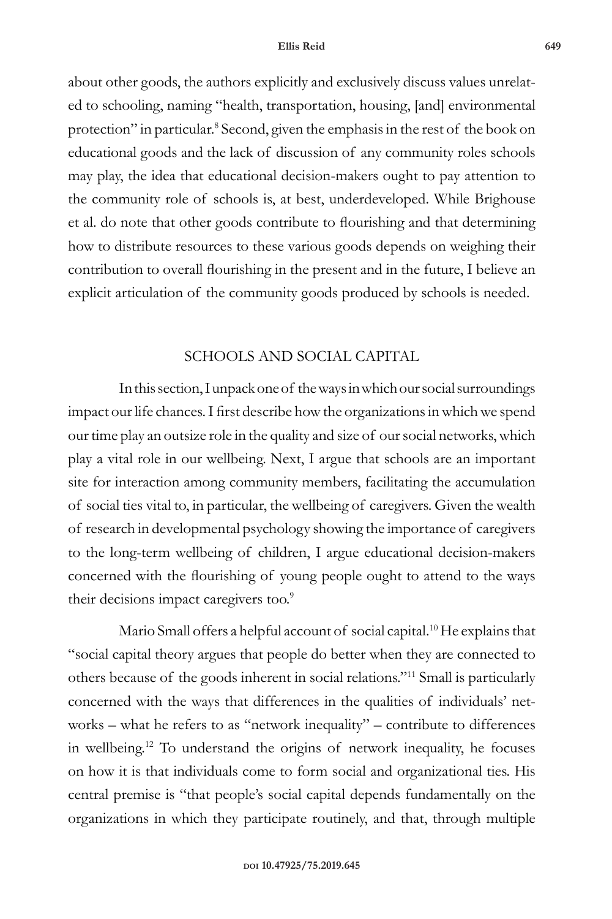about other goods, the authors explicitly and exclusively discuss values unrelated to schooling, naming "health, transportation, housing, [and] environmental protection" in particular.[8] Second, given the emphasis in the rest of the book on educational goods and the lack of discussion of any community roles schools may play, the idea that educational decision-makers ought to pay attention to the community role of schools is, at best, underdeveloped. While Brighouse et al. do note that other goods contribute to flourishing and that determining how to distribute resources to these various goods depends on weighing their contribution to overall flourishing in the present and in the future, I believe an explicit articulation of the community goods produced by schools is needed.

## SCHOOLS AND SOCIAL CAPITAL

In this section, I unpack one of the ways in which our social surroundings impact our life chances. I first describe how the organizations in which we spend our time play an outsize role in the quality and size of our social networks, which play a vital role in our wellbeing. Next, I argue that schools are an important site for interaction among community members, facilitating the accumulation of social ties vital to, in particular, the wellbeing of caregivers. Given the wealth of research in developmental psychology showing the importance of caregivers to the long-term wellbeing of children, I argue educational decision-makers concerned with the flourishing of young people ought to attend to the ways their decisions impact caregivers too.[9]

Mario Small offers a helpful account of social capital.[10] He explains that "social capital theory argues that people do better when they are connected to others because of the goods inherent in social relations."[11] Small is particularly concerned with the ways that differences in the qualities of individuals' networks – what he refers to as "network inequality" – contribute to differences in wellbeing.[12] To understand the origins of network inequality, he focuses on how it is that individuals come to form social and organizational ties. His central premise is "that people's social capital depends fundamentally on the organizations in which they participate routinely, and that, through multiple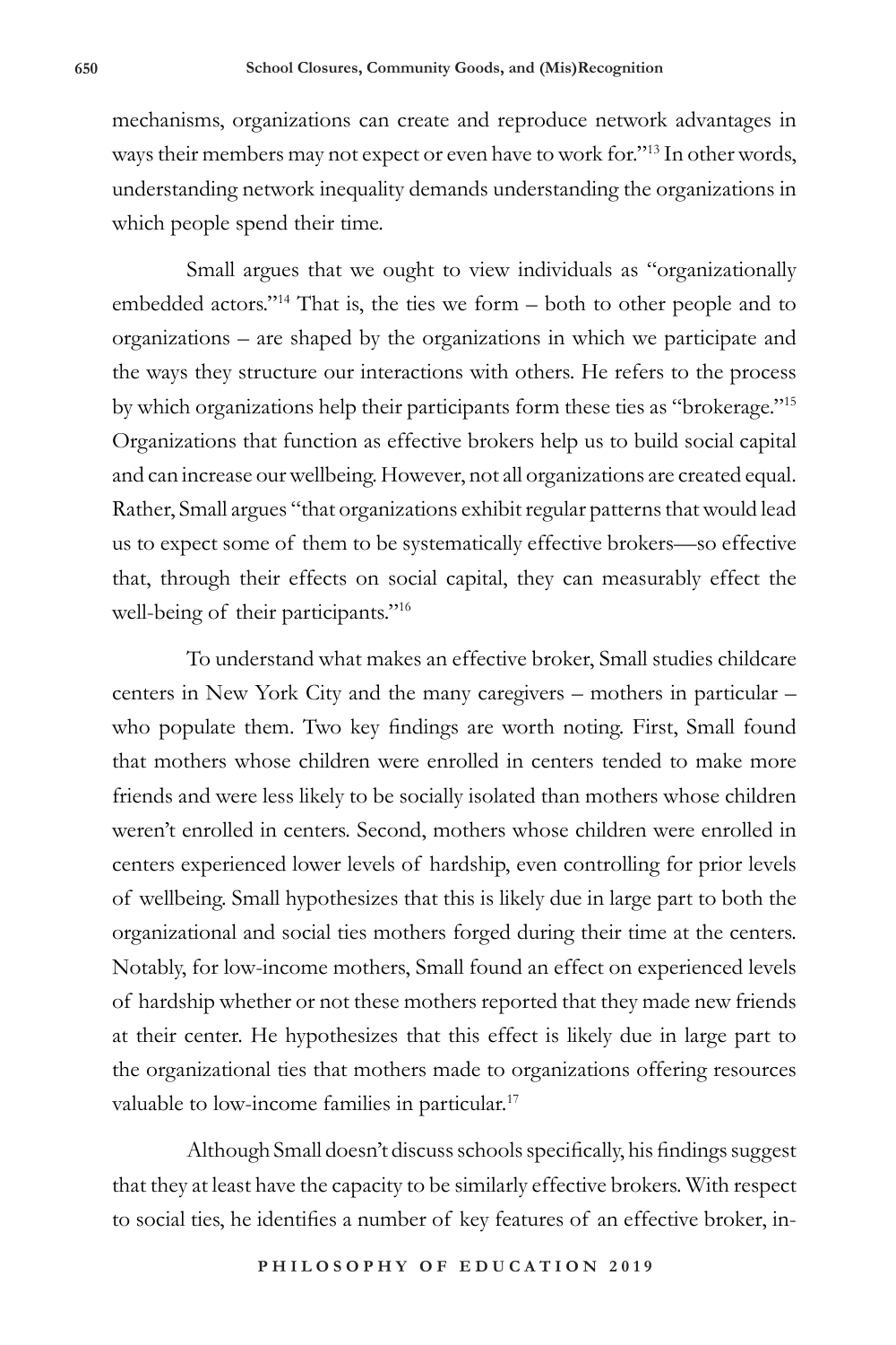mechanisms, organizations can create and reproduce network advantages in ways their members may not expect or even have to work for."[13] In other words, understanding network inequality demands understanding the organizations in which people spend their time.

Small argues that we ought to view individuals as "organizationally embedded actors."[14] That is, the ties we form – both to other people and to organizations – are shaped by the organizations in which we participate and the ways they structure our interactions with others. He refers to the process by which organizations help their participants form these ties as "brokerage."[15] Organizations that function as effective brokers help us to build social capital and can increase our wellbeing. However, not all organizations are created equal. Rather, Small argues "that organizations exhibit regular patterns that would lead us to expect some of them to be systematically effective brokers—so effective that, through their effects on social capital, they can measurably effect the well-being of their participants."[16]

To understand what makes an effective broker, Small studies childcare centers in New York City and the many caregivers – mothers in particular – who populate them. Two key findings are worth noting. First, Small found that mothers whose children were enrolled in centers tended to make more friends and were less likely to be socially isolated than mothers whose children weren't enrolled in centers. Second, mothers whose children were enrolled in centers experienced lower levels of hardship, even controlling for prior levels of wellbeing. Small hypothesizes that this is likely due in large part to both the organizational and social ties mothers forged during their time at the centers. Notably, for low-income mothers, Small found an effect on experienced levels of hardship whether or not these mothers reported that they made new friends at their center. He hypothesizes that this effect is likely due in large part to the organizational ties that mothers made to organizations offering resources valuable to low-income families in particular.[17]

Although Small doesn't discuss schools specifically, his findings suggest that they at least have the capacity to be similarly effective brokers. With respect to social ties, he identifies a number of key features of an effective broker, in-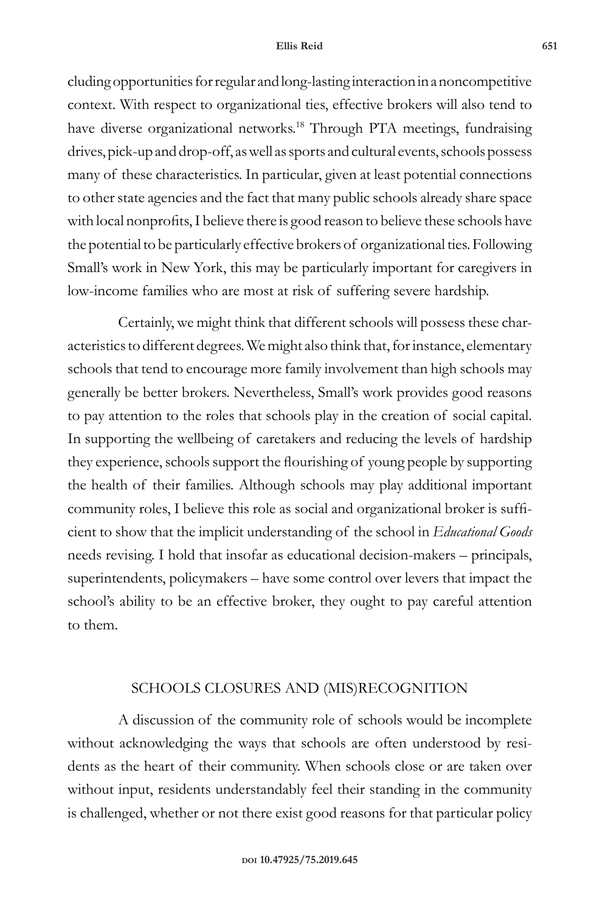cluding opportunities for regular and long-lasting interaction in a noncompetitive context. With respect to organizational ties, effective brokers will also tend to have diverse organizational networks.[18] Through PTA meetings, fundraising drives, pick-up and drop-off, as well as sports and cultural events, schools possess many of these characteristics. In particular, given at least potential connections to other state agencies and the fact that many public schools already share space with local nonprofits, I believe there is good reason to believe these schools have the potential to be particularly effective brokers of organizational ties. Following Small's work in New York, this may be particularly important for caregivers in low-income families who are most at risk of suffering severe hardship.

Certainly, we might think that different schools will possess these characteristics to different degrees. We might also think that, for instance, elementary schools that tend to encourage more family involvement than high schools may generally be better brokers. Nevertheless, Small's work provides good reasons to pay attention to the roles that schools play in the creation of social capital. In supporting the wellbeing of caretakers and reducing the levels of hardship they experience, schools support the flourishing of young people by supporting the health of their families. Although schools may play additional important community roles, I believe this role as social and organizational broker is sufficient to show that the implicit understanding of the school in *Educational Goods* needs revising. I hold that insofar as educational decision-makers – principals, superintendents, policymakers – have some control over levers that impact the school's ability to be an effective broker, they ought to pay careful attention to them.

## SCHOOLS CLOSURES AND (MIS)RECOGNITION

A discussion of the community role of schools would be incomplete without acknowledging the ways that schools are often understood by residents as the heart of their community. When schools close or are taken over without input, residents understandably feel their standing in the community is challenged, whether or not there exist good reasons for that particular policy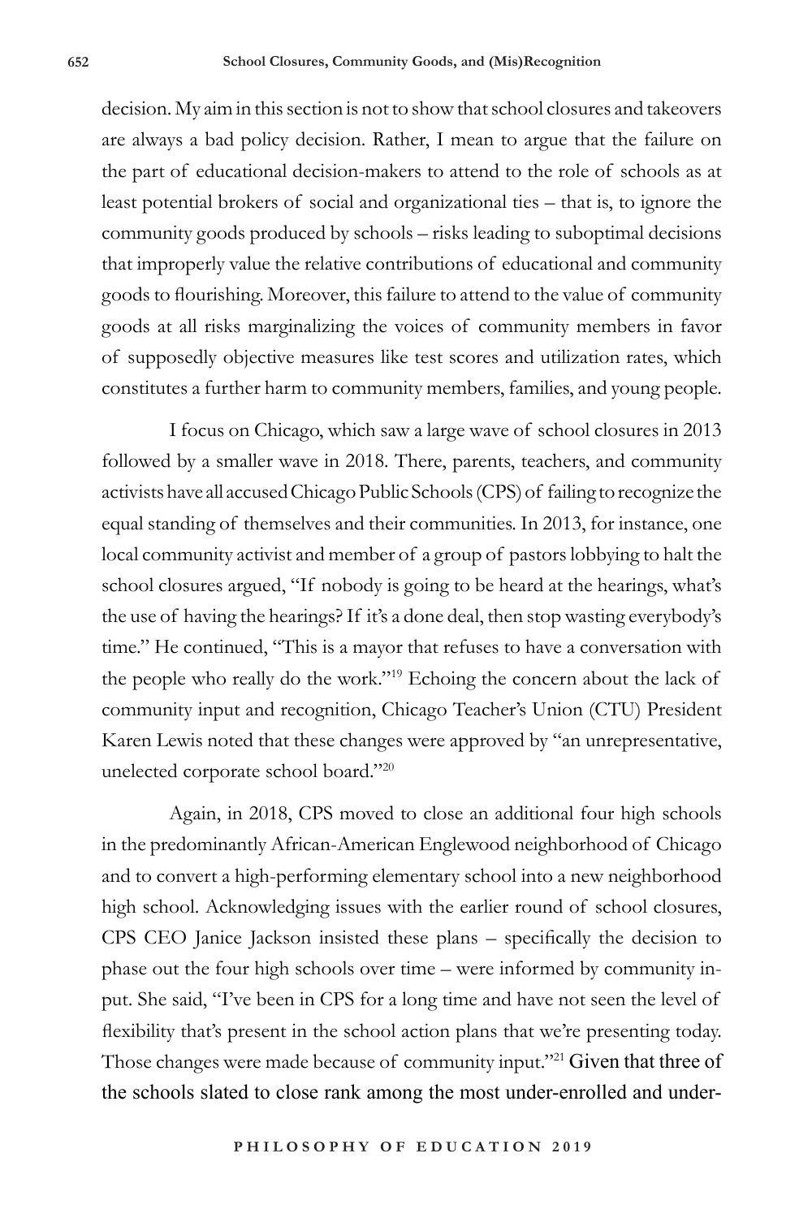decision. My aim in this section is not to show that school closures and takeovers are always a bad policy decision. Rather, I mean to argue that the failure on the part of educational decision-makers to attend to the role of schools as at least potential brokers of social and organizational ties – that is, to ignore the community goods produced by schools – risks leading to suboptimal decisions that improperly value the relative contributions of educational and community goods to flourishing. Moreover, this failure to attend to the value of community goods at all risks marginalizing the voices of community members in favor of supposedly objective measures like test scores and utilization rates, which constitutes a further harm to community members, families, and young people.

I focus on Chicago, which saw a large wave of school closures in 2013 followed by a smaller wave in 2018. There, parents, teachers, and community activists have all accused Chicago Public Schools (CPS) of failing to recognize the equal standing of themselves and their communities. In 2013, for instance, one local community activist and member of a group of pastors lobbying to halt the school closures argued, "If nobody is going to be heard at the hearings, what's the use of having the hearings? If it's a done deal, then stop wasting everybody's time." He continued, "This is a mayor that refuses to have a conversation with the people who really do the work."[19] Echoing the concern about the lack of community input and recognition, Chicago Teacher's Union (CTU) President Karen Lewis noted that these changes were approved by "an unrepresentative, unelected corporate school board."[20]

Again, in 2018, CPS moved to close an additional four high schools in the predominantly African-American Englewood neighborhood of Chicago and to convert a high-performing elementary school into a new neighborhood high school. Acknowledging issues with the earlier round of school closures, CPS CEO Janice Jackson insisted these plans – specifically the decision to phase out the four high schools over time – were informed by community input. She said, "I've been in CPS for a long time and have not seen the level of flexibility that's present in the school action plans that we're presenting today. Those changes were made because of community input."[21] Given that three of the schools slated to close rank among the most under-enrolled and under-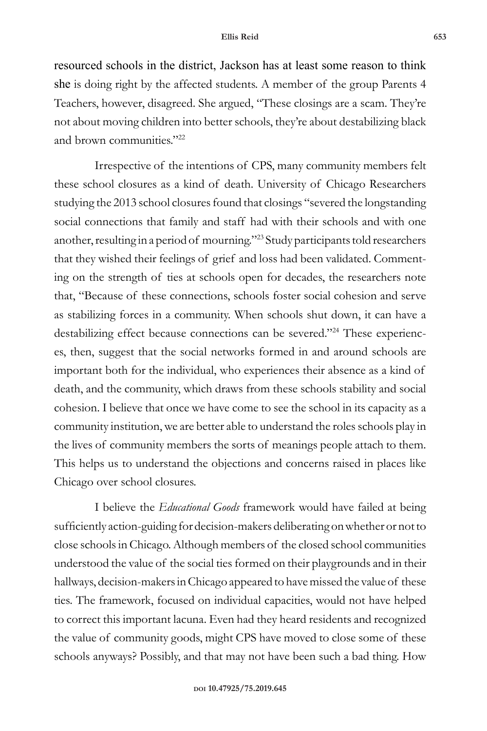resourced schools in the district, Jackson has at least some reason to think she is doing right by the affected students. A member of the group Parents 4 Teachers, however, disagreed. She argued, "These closings are a scam. They're not about moving children into better schools, they're about destabilizing black and brown communities."[22]

Irrespective of the intentions of CPS, many community members felt these school closures as a kind of death. University of Chicago Researchers studying the 2013 school closures found that closings "severed the longstanding social connections that family and staff had with their schools and with one another, resulting in a period of mourning."[23] Study participants told researchers that they wished their feelings of grief and loss had been validated. Commenting on the strength of ties at schools open for decades, the researchers note that, "Because of these connections, schools foster social cohesion and serve as stabilizing forces in a community. When schools shut down, it can have a destabilizing effect because connections can be severed."[24] These experiences, then, suggest that the social networks formed in and around schools are important both for the individual, who experiences their absence as a kind of death, and the community, which draws from these schools stability and social cohesion. I believe that once we have come to see the school in its capacity as a community institution, we are better able to understand the roles schools play in the lives of community members the sorts of meanings people attach to them. This helps us to understand the objections and concerns raised in places like Chicago over school closures.

I believe the *Educational Goods* framework would have failed at being sufficiently action-guiding for decision-makers deliberating on whether or not to close schools in Chicago. Although members of the closed school communities understood the value of the social ties formed on their playgrounds and in their hallways, decision-makers in Chicago appeared to have missed the value of these ties. The framework, focused on individual capacities, would not have helped to correct this important lacuna. Even had they heard residents and recognized the value of community goods, might CPS have moved to close some of these schools anyways? Possibly, and that may not have been such a bad thing. How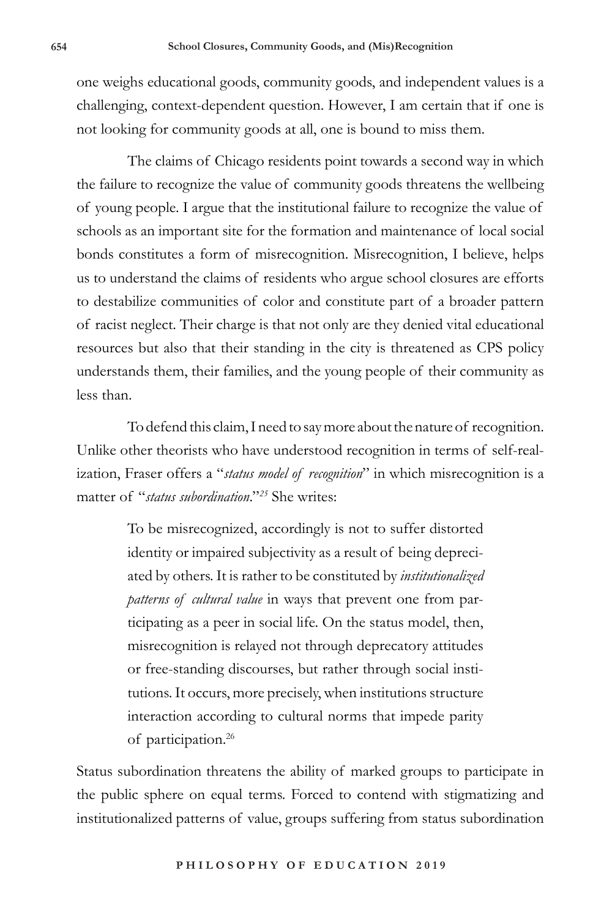one weighs educational goods, community goods, and independent values is a challenging, context-dependent question. However, I am certain that if one is not looking for community goods at all, one is bound to miss them.

The claims of Chicago residents point towards a second way in which the failure to recognize the value of community goods threatens the wellbeing of young people. I argue that the institutional failure to recognize the value of schools as an important site for the formation and maintenance of local social bonds constitutes a form of misrecognition. Misrecognition, I believe, helps us to understand the claims of residents who argue school closures are efforts to destabilize communities of color and constitute part of a broader pattern of racist neglect. Their charge is that not only are they denied vital educational resources but also that their standing in the city is threatened as CPS policy understands them, their families, and the young people of their community as less than.

To defend this claim, I need to say more about the nature of recognition. Unlike other theorists who have understood recognition in terms of self-realization, Fraser offers a "*status model of recognition*" in which misrecognition is a matter of "*status subordination*."[25] She writes:

> To be misrecognized, accordingly is not to suffer distorted identity or impaired subjectivity as a result of being depreciated by others. It is rather to be constituted by *institutionalized patterns of cultural value* in ways that prevent one from participating as a peer in social life. On the status model, then, misrecognition is relayed not through deprecatory attitudes or free-standing discourses, but rather through social institutions. It occurs, more precisely, when institutions structure interaction according to cultural norms that impede parity of participation.[26]

Status subordination threatens the ability of marked groups to participate in the public sphere on equal terms. Forced to contend with stigmatizing and institutionalized patterns of value, groups suffering from status subordination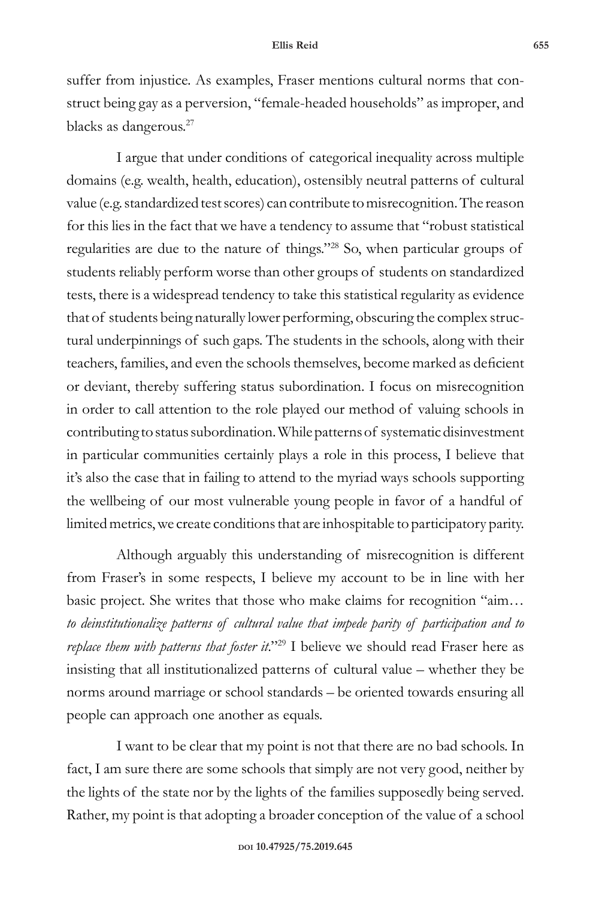suffer from injustice. As examples, Fraser mentions cultural norms that construct being gay as a perversion, "female-headed households" as improper, and blacks as dangerous.[27]

I argue that under conditions of categorical inequality across multiple domains (e.g. wealth, health, education), ostensibly neutral patterns of cultural value (e.g. standardized test scores) can contribute to misrecognition. The reason for this lies in the fact that we have a tendency to assume that "robust statistical regularities are due to the nature of things."[28] So, when particular groups of students reliably perform worse than other groups of students on standardized tests, there is a widespread tendency to take this statistical regularity as evidence that of students being naturally lower performing, obscuring the complex structural underpinnings of such gaps. The students in the schools, along with their teachers, families, and even the schools themselves, become marked as deficient or deviant, thereby suffering status subordination. I focus on misrecognition in order to call attention to the role played our method of valuing schools in contributing to status subordination. While patterns of systematic disinvestment in particular communities certainly plays a role in this process, I believe that it's also the case that in failing to attend to the myriad ways schools supporting the wellbeing of our most vulnerable young people in favor of a handful of limited metrics, we create conditions that are inhospitable to participatory parity.

Although arguably this understanding of misrecognition is different from Fraser's in some respects, I believe my account to be in line with her basic project. She writes that those who make claims for recognition "aim… *to deinstitutionalize patterns of cultural value that impede parity of participation and to replace them with patterns that foster it*."[29] I believe we should read Fraser here as insisting that all institutionalized patterns of cultural value – whether they be norms around marriage or school standards – be oriented towards ensuring all people can approach one another as equals.

I want to be clear that my point is not that there are no bad schools. In fact, I am sure there are some schools that simply are not very good, neither by the lights of the state nor by the lights of the families supposedly being served. Rather, my point is that adopting a broader conception of the value of a school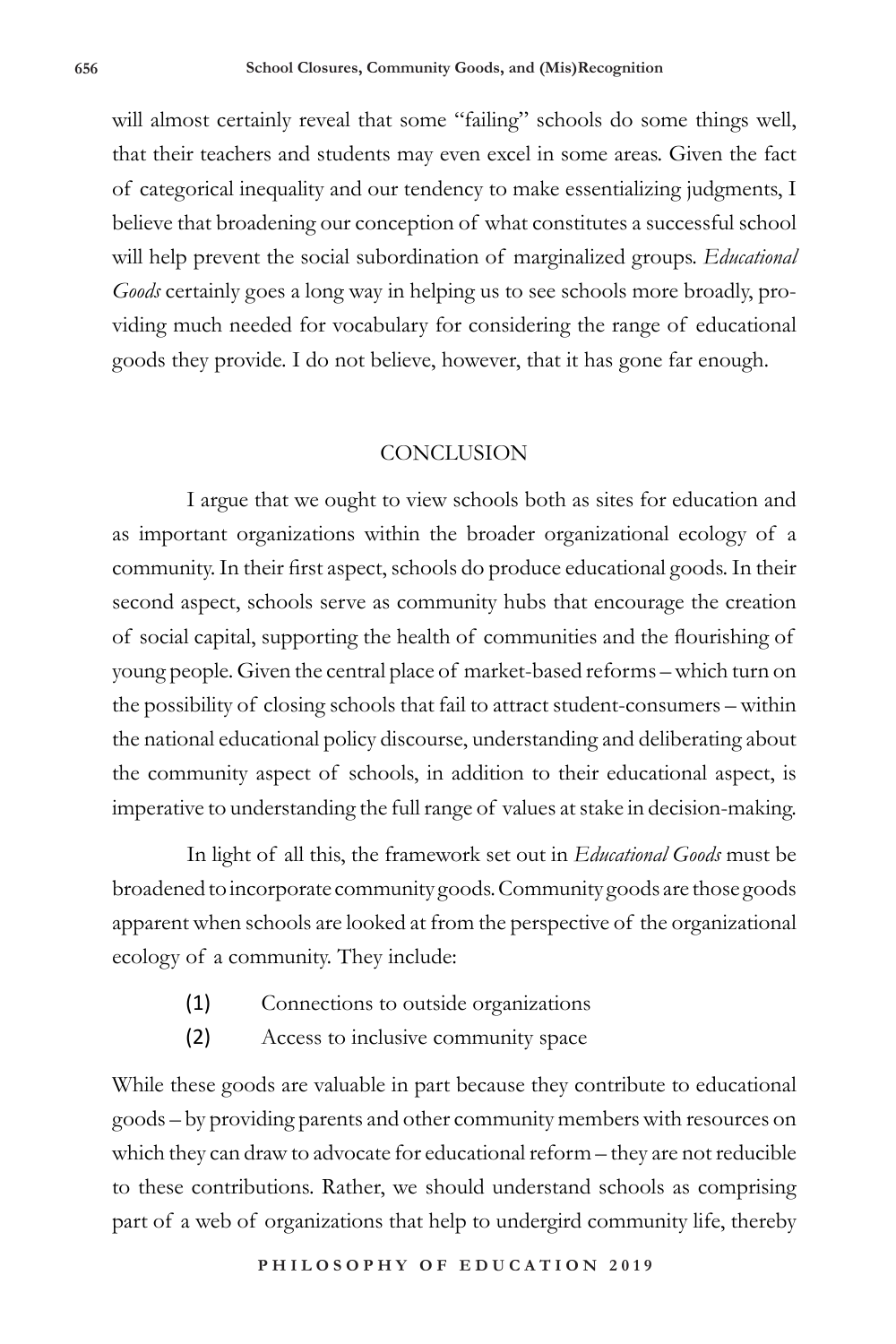will almost certainly reveal that some "failing" schools do some things well, that their teachers and students may even excel in some areas. Given the fact of categorical inequality and our tendency to make essentializing judgments, I believe that broadening our conception of what constitutes a successful school will help prevent the social subordination of marginalized groups. *Educational Goods* certainly goes a long way in helping us to see schools more broadly, providing much needed for vocabulary for considering the range of educational goods they provide. I do not believe, however, that it has gone far enough.

## CONCLUSION

I argue that we ought to view schools both as sites for education and as important organizations within the broader organizational ecology of a community. In their first aspect, schools do produce educational goods. In their second aspect, schools serve as community hubs that encourage the creation of social capital, supporting the health of communities and the flourishing of young people. Given the central place of market-based reforms – which turn on the possibility of closing schools that fail to attract student-consumers – within the national educational policy discourse, understanding and deliberating about the community aspect of schools, in addition to their educational aspect, is imperative to understanding the full range of values at stake in decision-making.

In light of all this, the framework set out in *Educational Goods* must be broadened to incorporate community goods. Community goods are those goods apparent when schools are looked at from the perspective of the organizational ecology of a community. They include:

(1) Connections to outside organizations

(2) Access to inclusive community space

While these goods are valuable in part because they contribute to educational goods – by providing parents and other community members with resources on which they can draw to advocate for educational reform – they are not reducible to these contributions. Rather, we should understand schools as comprising part of a web of organizations that help to undergird community life, thereby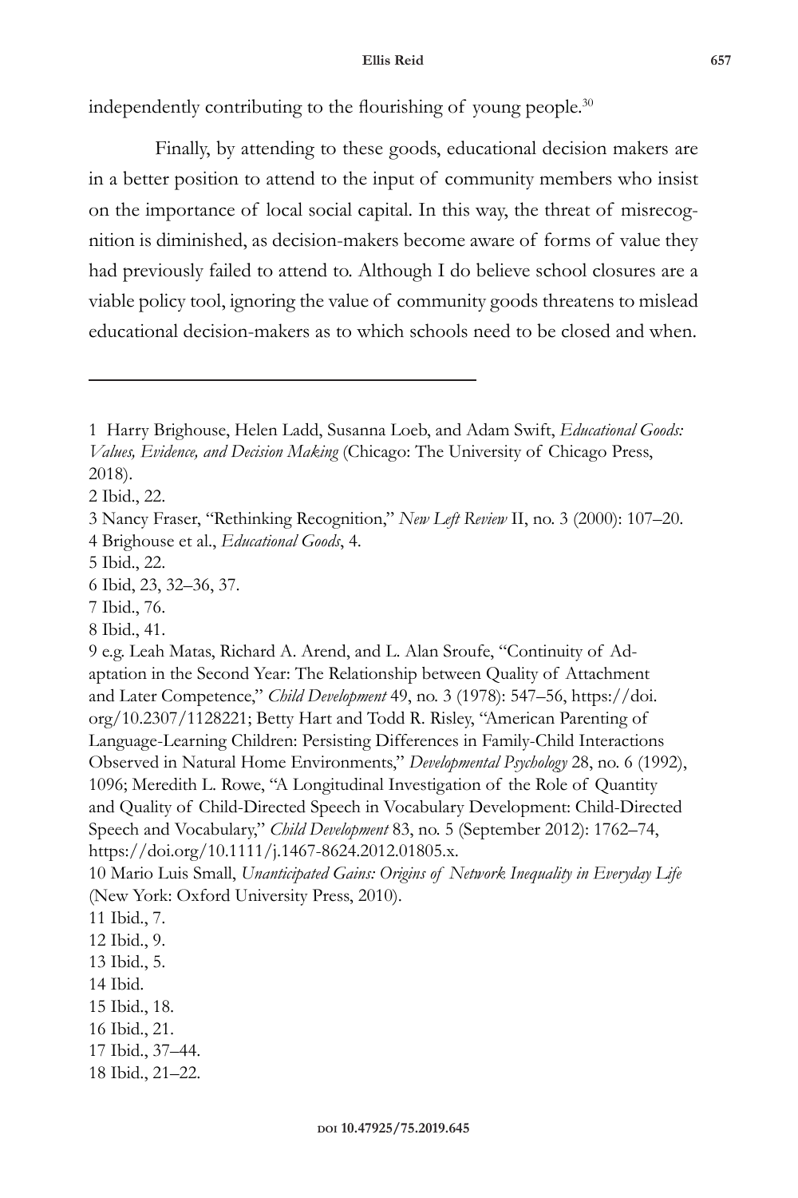independently contributing to the flourishing of young people.[30]

Finally, by attending to these goods, educational decision makers are in a better position to attend to the input of community members who insist on the importance of local social capital. In this way, the threat of misrecognition is diminished, as decision-makers become aware of forms of value they had previously failed to attend to. Although I do believe school closures are a viable policy tool, ignoring the value of community goods threatens to mislead educational decision-makers as to which schools need to be closed and when.

---

1 Harry Brighouse, Helen Ladd, Susanna Loeb, and Adam Swift, *Educational Goods: Values, Evidence, and Decision Making* (Chicago: The University of Chicago Press, 2018).

2 Ibid., 22.

3 Nancy Fraser, "Rethinking Recognition," *New Left Review* II, no. 3 (2000): 107–20.

4 Brighouse et al., *Educational Goods*, 4.

5 Ibid., 22.

6 Ibid, 23, 32–36, 37.

7 Ibid., 76.

8 Ibid., 41.

9 e.g. Leah Matas, Richard A. Arend, and L. Alan Sroufe, "Continuity of Adaptation in the Second Year: The Relationship between Quality of Attachment and Later Competence," *Child Development* 49, no. 3 (1978): 547–56, https://doi.org/10.2307/1128221; Betty Hart and Todd R. Risley, "American Parenting of Language-Learning Children: Persisting Differences in Family-Child Interactions Observed in Natural Home Environments," *Developmental Psychology* 28, no. 6 (1992), 1096; Meredith L. Rowe, "A Longitudinal Investigation of the Role of Quantity and Quality of Child-Directed Speech in Vocabulary Development: Child-Directed Speech and Vocabulary," *Child Development* 83, no. 5 (September 2012): 1762–74, https://doi.org/10.1111/j.1467-8624.2012.01805.x.

10 Mario Luis Small, *Unanticipated Gains: Origins of Network Inequality in Everyday Life* (New York: Oxford University Press, 2010).

11 Ibid., 7.

12 Ibid., 9.

13 Ibid., 5.

14 Ibid.

15 Ibid., 18.

16 Ibid., 21.

17 Ibid., 37–44.

18 Ibid., 21–22.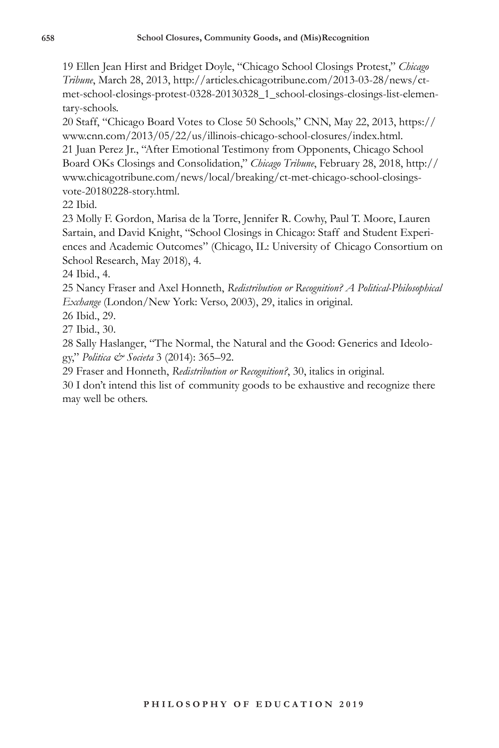19 Ellen Jean Hirst and Bridget Doyle, "Chicago School Closings Protest," *Chicago Tribune*, March 28, 2013, http://articles.chicagotribune.com/2013-03-28/news/ct-met-school-closings-protest-0328-20130328_1_school-closings-closings-list-elementary-schools.

20 Staff, "Chicago Board Votes to Close 50 Schools," CNN, May 22, 2013, https://www.cnn.com/2013/05/22/us/illinois-chicago-school-closures/index.html.

21 Juan Perez Jr., "After Emotional Testimony from Opponents, Chicago School Board OKs Closings and Consolidation," *Chicago Tribune*, February 28, 2018, http://www.chicagotribune.com/news/local/breaking/ct-met-chicago-school-closings-vote-20180228-story.html.

22 Ibid.

23 Molly F. Gordon, Marisa de la Torre, Jennifer R. Cowhy, Paul T. Moore, Lauren Sartain, and David Knight, "School Closings in Chicago: Staff and Student Experiences and Academic Outcomes" (Chicago, IL: University of Chicago Consortium on School Research, May 2018), 4.

24 Ibid., 4.

25 Nancy Fraser and Axel Honneth, *Redistribution or Recognition? A Political-Philosophical Exchange* (London/New York: Verso, 2003), 29, italics in original.

26 Ibid., 29.

27 Ibid., 30.

28 Sally Haslanger, "The Normal, the Natural and the Good: Generics and Ideology," *Politica & Societa* 3 (2014): 365–92.

29 Fraser and Honneth, *Redistribution or Recognition?*, 30, italics in original.

30 I don't intend this list of community goods to be exhaustive and recognize there may well be others.